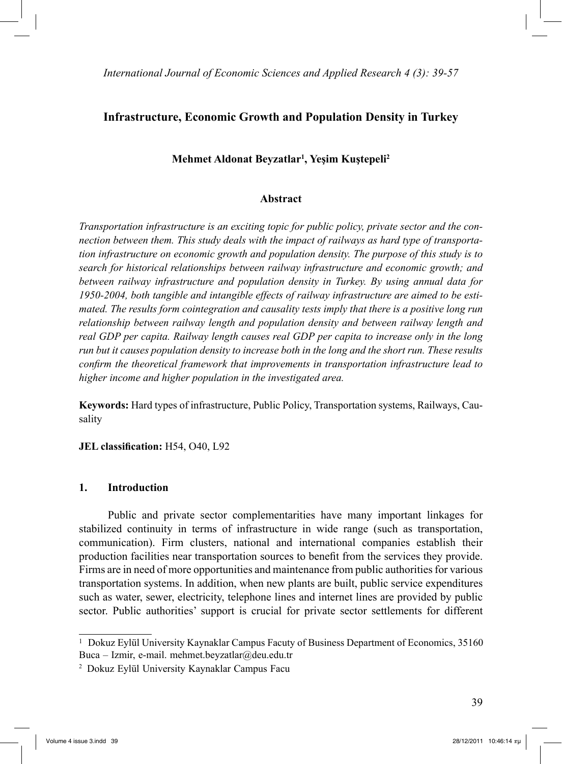# Infrastructure, Economic Growth and Population Density in Turkey

**Mehmet Aldonat Beyzatlar[1], Yeşim Kuştepeli[2]**

## Abstract

*Transportation infrastructure is an exciting topic for public policy, private sector and the connection between them. This study deals with the impact of railways as hard type of transportation infrastructure on economic growth and population density. The purpose of this study is to search for historical relationships between railway infrastructure and economic growth; and between railway infrastructure and population density in Turkey. By using annual data for 1950-2004, both tangible and intangible effects of railway infrastructure are aimed to be estimated. The results form cointegration and causality tests imply that there is a positive long run relationship between railway length and population density and between railway length and real GDP per capita. Railway length causes real GDP per capita to increase only in the long run but it causes population density to increase both in the long and the short run. These results confirm the theoretical framework that improvements in transportation infrastructure lead to higher income and higher population in the investigated area.*

**Keywords:** Hard types of infrastructure, Public Policy, Transportation systems, Railways, Causality

**JEL classification:** H54, O40, L92

## 1. Introduction

Public and private sector complementarities have many important linkages for stabilized continuity in terms of infrastructure in wide range (such as transportation, communication). Firm clusters, national and international companies establish their production facilities near transportation sources to benefit from the services they provide. Firms are in need of more opportunities and maintenance from public authorities for various transportation systems. In addition, when new plants are built, public service expenditures such as water, sewer, electricity, telephone lines and internet lines are provided by public sector. Public authorities' support is crucial for private sector settlements for different

---

[1] Dokuz Eylül University Kaynaklar Campus Facuty of Business Department of Economics, 35160 Buca – Izmir, e-mail. mehmet.beyzatlar@deu.edu.tr

[2] Dokuz Eylül University Kaynaklar Campus Facu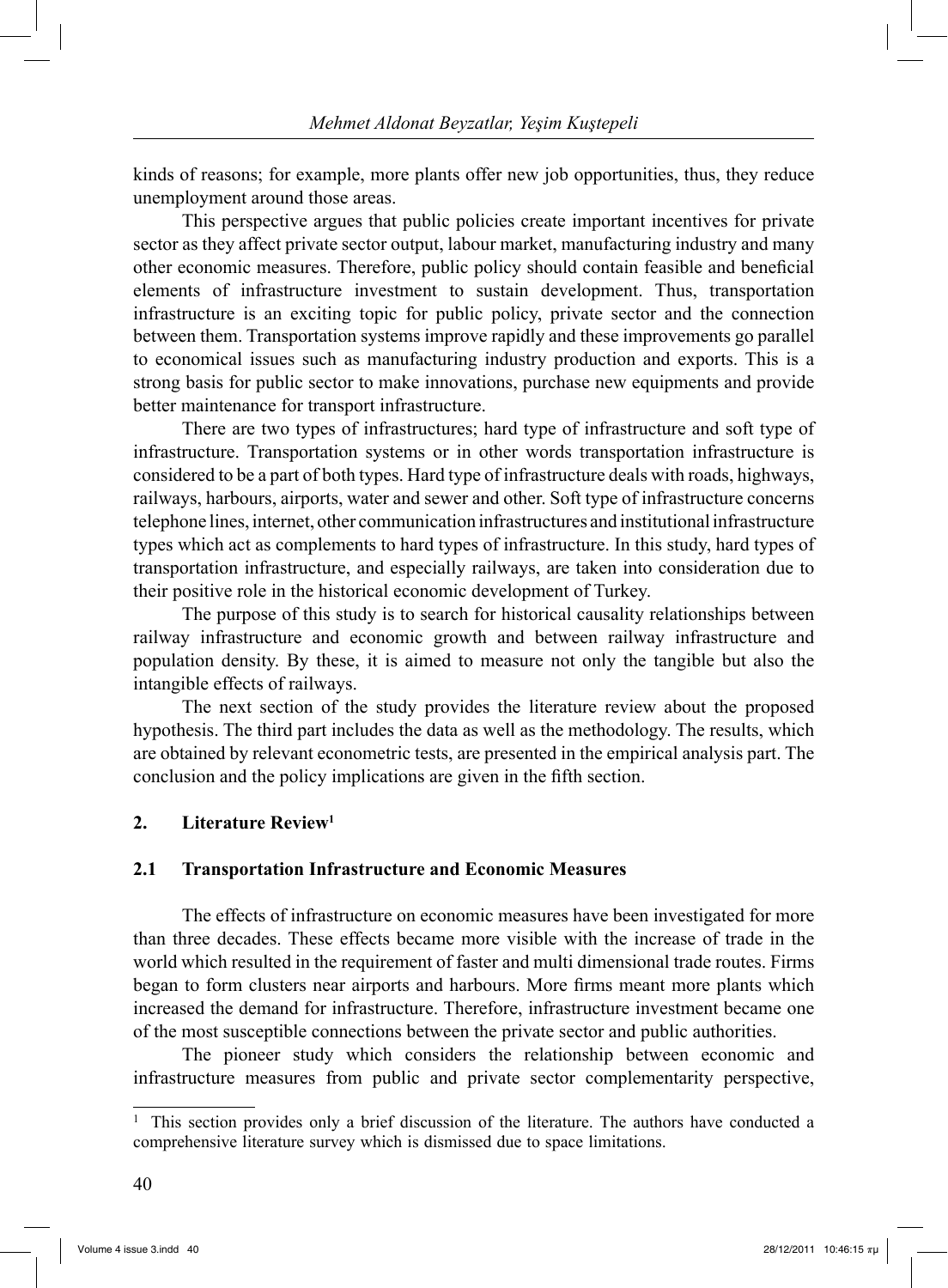kinds of reasons; for example, more plants offer new job opportunities, thus, they reduce unemployment around those areas.

This perspective argues that public policies create important incentives for private sector as they affect private sector output, labour market, manufacturing industry and many other economic measures. Therefore, public policy should contain feasible and beneficial elements of infrastructure investment to sustain development. Thus, transportation infrastructure is an exciting topic for public policy, private sector and the connection between them. Transportation systems improve rapidly and these improvements go parallel to economical issues such as manufacturing industry production and exports. This is a strong basis for public sector to make innovations, purchase new equipments and provide better maintenance for transport infrastructure.

There are two types of infrastructures; hard type of infrastructure and soft type of infrastructure. Transportation systems or in other words transportation infrastructure is considered to be a part of both types. Hard type of infrastructure deals with roads, highways, railways, harbours, airports, water and sewer and other. Soft type of infrastructure concerns telephone lines, internet, other communication infrastructures and institutional infrastructure types which act as complements to hard types of infrastructure. In this study, hard types of transportation infrastructure, and especially railways, are taken into consideration due to their positive role in the historical economic development of Turkey.

The purpose of this study is to search for historical causality relationships between railway infrastructure and economic growth and between railway infrastructure and population density. By these, it is aimed to measure not only the tangible but also the intangible effects of railways.

The next section of the study provides the literature review about the proposed hypothesis. The third part includes the data as well as the methodology. The results, which are obtained by relevant econometric tests, are presented in the empirical analysis part. The conclusion and the policy implications are given in the fifth section.

## 2. Literature Review[1]

### 2.1 Transportation Infrastructure and Economic Measures

The effects of infrastructure on economic measures have been investigated for more than three decades. These effects became more visible with the increase of trade in the world which resulted in the requirement of faster and multi dimensional trade routes. Firms began to form clusters near airports and harbours. More firms meant more plants which increased the demand for infrastructure. Therefore, infrastructure investment became one of the most susceptible connections between the private sector and public authorities.

The pioneer study which considers the relationship between economic and infrastructure measures from public and private sector complementarity perspective,

[1] This section provides only a brief discussion of the literature. The authors have conducted a comprehensive literature survey which is dismissed due to space limitations.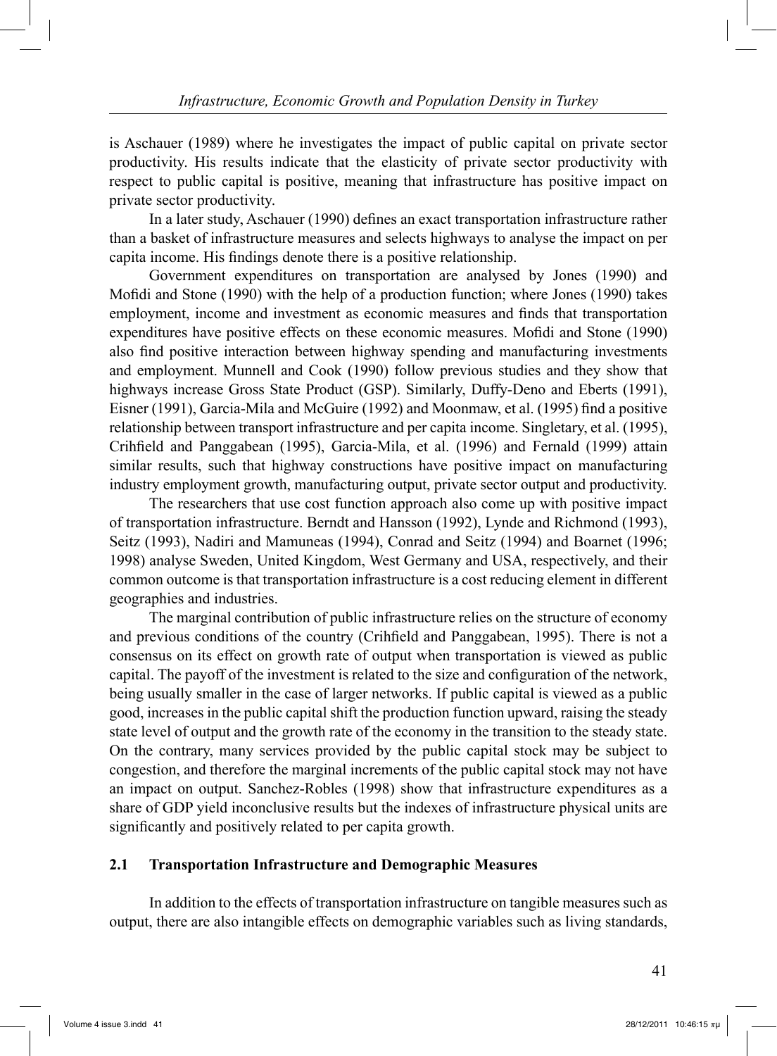is Aschauer (1989) where he investigates the impact of public capital on private sector productivity. His results indicate that the elasticity of private sector productivity with respect to public capital is positive, meaning that infrastructure has positive impact on private sector productivity.

In a later study, Aschauer (1990) defines an exact transportation infrastructure rather than a basket of infrastructure measures and selects highways to analyse the impact on per capita income. His findings denote there is a positive relationship.

Government expenditures on transportation are analysed by Jones (1990) and Mofidi and Stone (1990) with the help of a production function; where Jones (1990) takes employment, income and investment as economic measures and finds that transportation expenditures have positive effects on these economic measures. Mofidi and Stone (1990) also find positive interaction between highway spending and manufacturing investments and employment. Munnell and Cook (1990) follow previous studies and they show that highways increase Gross State Product (GSP). Similarly, Duffy-Deno and Eberts (1991), Eisner (1991), Garcia-Mila and McGuire (1992) and Moonmaw, et al. (1995) find a positive relationship between transport infrastructure and per capita income. Singletary, et al. (1995), Crihfield and Panggabean (1995), Garcia-Mila, et al. (1996) and Fernald (1999) attain similar results, such that highway constructions have positive impact on manufacturing industry employment growth, manufacturing output, private sector output and productivity.

The researchers that use cost function approach also come up with positive impact of transportation infrastructure. Berndt and Hansson (1992), Lynde and Richmond (1993), Seitz (1993), Nadiri and Mamuneas (1994), Conrad and Seitz (1994) and Boarnet (1996; 1998) analyse Sweden, United Kingdom, West Germany and USA, respectively, and their common outcome is that transportation infrastructure is a cost reducing element in different geographies and industries.

The marginal contribution of public infrastructure relies on the structure of economy and previous conditions of the country (Crihfield and Panggabean, 1995). There is not a consensus on its effect on growth rate of output when transportation is viewed as public capital. The payoff of the investment is related to the size and configuration of the network, being usually smaller in the case of larger networks. If public capital is viewed as a public good, increases in the public capital shift the production function upward, raising the steady state level of output and the growth rate of the economy in the transition to the steady state. On the contrary, many services provided by the public capital stock may be subject to congestion, and therefore the marginal increments of the public capital stock may not have an impact on output. Sanchez-Robles (1998) show that infrastructure expenditures as a share of GDP yield inconclusive results but the indexes of infrastructure physical units are significantly and positively related to per capita growth.

## 2.1 Transportation Infrastructure and Demographic Measures

In addition to the effects of transportation infrastructure on tangible measures such as output, there are also intangible effects on demographic variables such as living standards,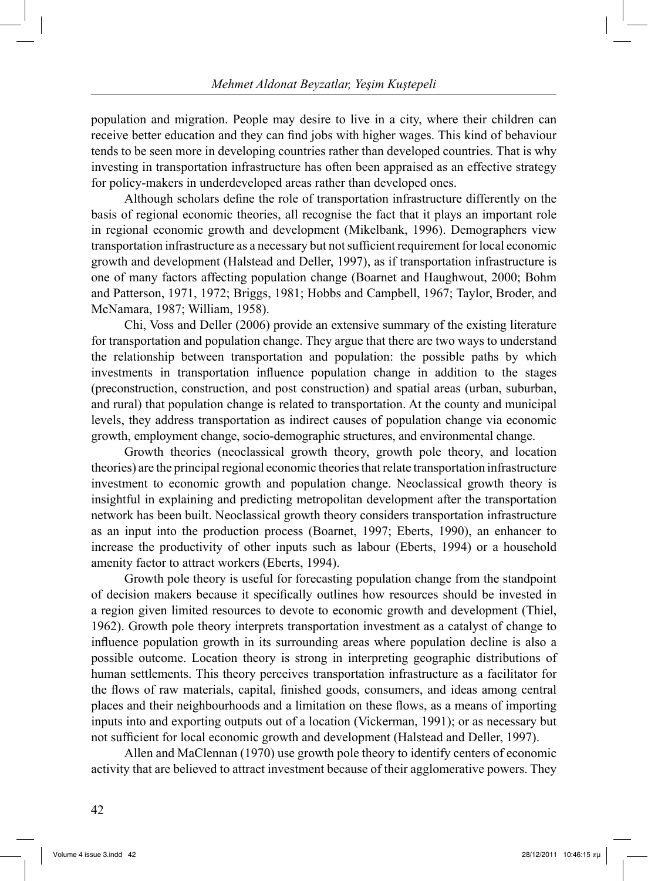population and migration. People may desire to live in a city, where their children can receive better education and they can find jobs with higher wages. This kind of behaviour tends to be seen more in developing countries rather than developed countries. That is why investing in transportation infrastructure has often been appraised as an effective strategy for policy-makers in underdeveloped areas rather than developed ones.

Although scholars define the role of transportation infrastructure differently on the basis of regional economic theories, all recognise the fact that it plays an important role in regional economic growth and development (Mikelbank, 1996). Demographers view transportation infrastructure as a necessary but not sufficient requirement for local economic growth and development (Halstead and Deller, 1997), as if transportation infrastructure is one of many factors affecting population change (Boarnet and Haughwout, 2000; Bohm and Patterson, 1971, 1972; Briggs, 1981; Hobbs and Campbell, 1967; Taylor, Broder, and McNamara, 1987; William, 1958).

Chi, Voss and Deller (2006) provide an extensive summary of the existing literature for transportation and population change. They argue that there are two ways to understand the relationship between transportation and population: the possible paths by which investments in transportation influence population change in addition to the stages (preconstruction, construction, and post construction) and spatial areas (urban, suburban, and rural) that population change is related to transportation. At the county and municipal levels, they address transportation as indirect causes of population change via economic growth, employment change, socio-demographic structures, and environmental change.

Growth theories (neoclassical growth theory, growth pole theory, and location theories) are the principal regional economic theories that relate transportation infrastructure investment to economic growth and population change. Neoclassical growth theory is insightful in explaining and predicting metropolitan development after the transportation network has been built. Neoclassical growth theory considers transportation infrastructure as an input into the production process (Boarnet, 1997; Eberts, 1990), an enhancer to increase the productivity of other inputs such as labour (Eberts, 1994) or a household amenity factor to attract workers (Eberts, 1994).

Growth pole theory is useful for forecasting population change from the standpoint of decision makers because it specifically outlines how resources should be invested in a region given limited resources to devote to economic growth and development (Thiel, 1962). Growth pole theory interprets transportation investment as a catalyst of change to influence population growth in its surrounding areas where population decline is also a possible outcome. Location theory is strong in interpreting geographic distributions of human settlements. This theory perceives transportation infrastructure as a facilitator for the flows of raw materials, capital, finished goods, consumers, and ideas among central places and their neighbourhoods and a limitation on these flows, as a means of importing inputs into and exporting outputs out of a location (Vickerman, 1991); or as necessary but not sufficient for local economic growth and development (Halstead and Deller, 1997).

Allen and MaClennan (1970) use growth pole theory to identify centers of economic activity that are believed to attract investment because of their agglomerative powers. They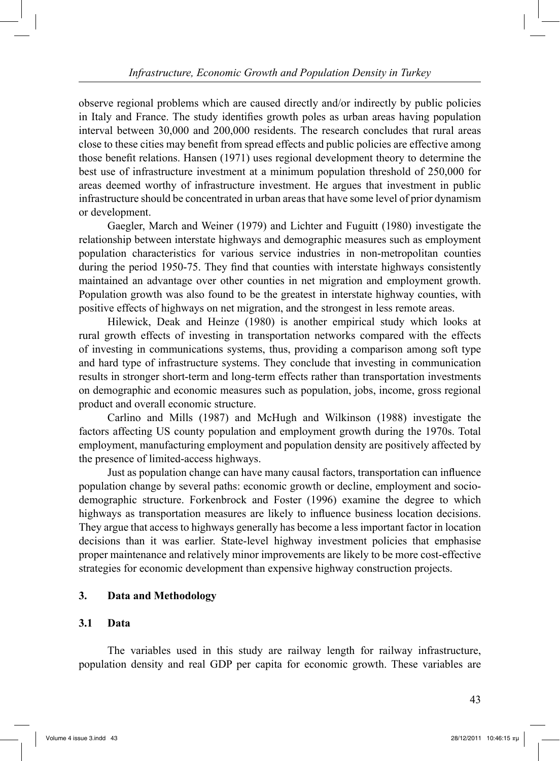observe regional problems which are caused directly and/or indirectly by public policies in Italy and France. The study identifies growth poles as urban areas having population interval between 30,000 and 200,000 residents. The research concludes that rural areas close to these cities may benefit from spread effects and public policies are effective among those benefit relations. Hansen (1971) uses regional development theory to determine the best use of infrastructure investment at a minimum population threshold of 250,000 for areas deemed worthy of infrastructure investment. He argues that investment in public infrastructure should be concentrated in urban areas that have some level of prior dynamism or development.

Gaegler, March and Weiner (1979) and Lichter and Fuguitt (1980) investigate the relationship between interstate highways and demographic measures such as employment population characteristics for various service industries in non-metropolitan counties during the period 1950-75. They find that counties with interstate highways consistently maintained an advantage over other counties in net migration and employment growth. Population growth was also found to be the greatest in interstate highway counties, with positive effects of highways on net migration, and the strongest in less remote areas.

Hilewick, Deak and Heinze (1980) is another empirical study which looks at rural growth effects of investing in transportation networks compared with the effects of investing in communications systems, thus, providing a comparison among soft type and hard type of infrastructure systems. They conclude that investing in communication results in stronger short-term and long-term effects rather than transportation investments on demographic and economic measures such as population, jobs, income, gross regional product and overall economic structure.

Carlino and Mills (1987) and McHugh and Wilkinson (1988) investigate the factors affecting US county population and employment growth during the 1970s. Total employment, manufacturing employment and population density are positively affected by the presence of limited-access highways.

Just as population change can have many causal factors, transportation can influence population change by several paths: economic growth or decline, employment and socio-demographic structure. Forkenbrock and Foster (1996) examine the degree to which highways as transportation measures are likely to influence business location decisions. They argue that access to highways generally has become a less important factor in location decisions than it was earlier. State-level highway investment policies that emphasise proper maintenance and relatively minor improvements are likely to be more cost-effective strategies for economic development than expensive highway construction projects.

## 3. Data and Methodology

### 3.1 Data

The variables used in this study are railway length for railway infrastructure, population density and real GDP per capita for economic growth. These variables are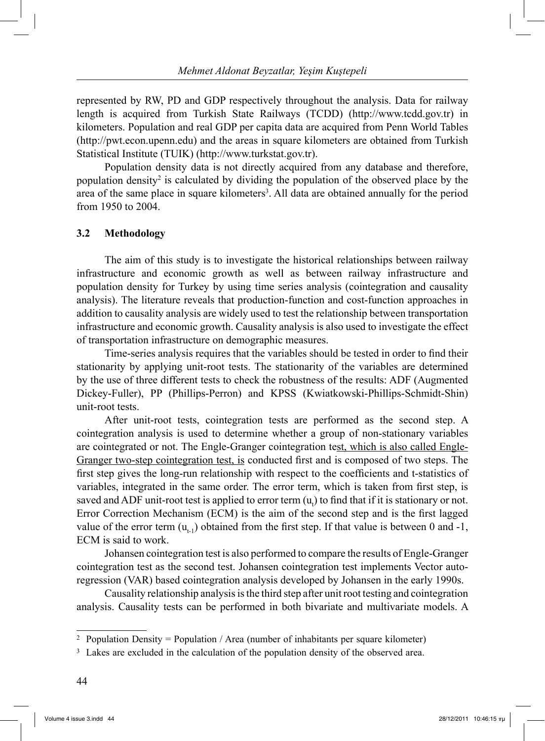represented by RW, PD and GDP respectively throughout the analysis. Data for railway length is acquired from Turkish State Railways (TCDD) (http://www.tcdd.gov.tr) in kilometers. Population and real GDP per capita data are acquired from Penn World Tables (http://pwt.econ.upenn.edu) and the areas in square kilometers are obtained from Turkish Statistical Institute (TUIK) (http://www.turkstat.gov.tr).

Population density data is not directly acquired from any database and therefore, population density[2] is calculated by dividing the population of the observed place by the area of the same place in square kilometers[3]. All data are obtained annually for the period from 1950 to 2004.

### 3.2 Methodology

The aim of this study is to investigate the historical relationships between railway infrastructure and economic growth as well as between railway infrastructure and population density for Turkey by using time series analysis (cointegration and causality analysis). The literature reveals that production-function and cost-function approaches in addition to causality analysis are widely used to test the relationship between transportation infrastructure and economic growth. Causality analysis is also used to investigate the effect of transportation infrastructure on demographic measures.

Time-series analysis requires that the variables should be tested in order to find their stationarity by applying unit-root tests. The stationarity of the variables are determined by the use of three different tests to check the robustness of the results: ADF (Augmented Dickey-Fuller), PP (Phillips-Perron) and KPSS (Kwiatkowski-Phillips-Schmidt-Shin) unit-root tests.

After unit-root tests, cointegration tests are performed as the second step. A cointegration analysis is used to determine whether a group of non-stationary variables are cointegrated or not. The Engle-Granger cointegration test, which is also called Engle-Granger two-step cointegration test, is conducted first and is composed of two steps. The first step gives the long-run relationship with respect to the coefficients and t-statistics of variables, integrated in the same order. The error term, which is taken from first step, is saved and ADF unit-root test is applied to error term ($u_t$) to find that if it is stationary or not. Error Correction Mechanism (ECM) is the aim of the second step and is the first lagged value of the error term ($u_{t-1}$) obtained from the first step. If that value is between 0 and -1, ECM is said to work.

Johansen cointegration test is also performed to compare the results of Engle-Granger cointegration test as the second test. Johansen cointegration test implements Vector auto-regression (VAR) based cointegration analysis developed by Johansen in the early 1990s.

Causality relationship analysis is the third step after unit root testing and cointegration analysis. Causality tests can be performed in both bivariate and multivariate models. A

---

[2] Population Density = Population / Area (number of inhabitants per square kilometer)

[3] Lakes are excluded in the calculation of the population density of the observed area.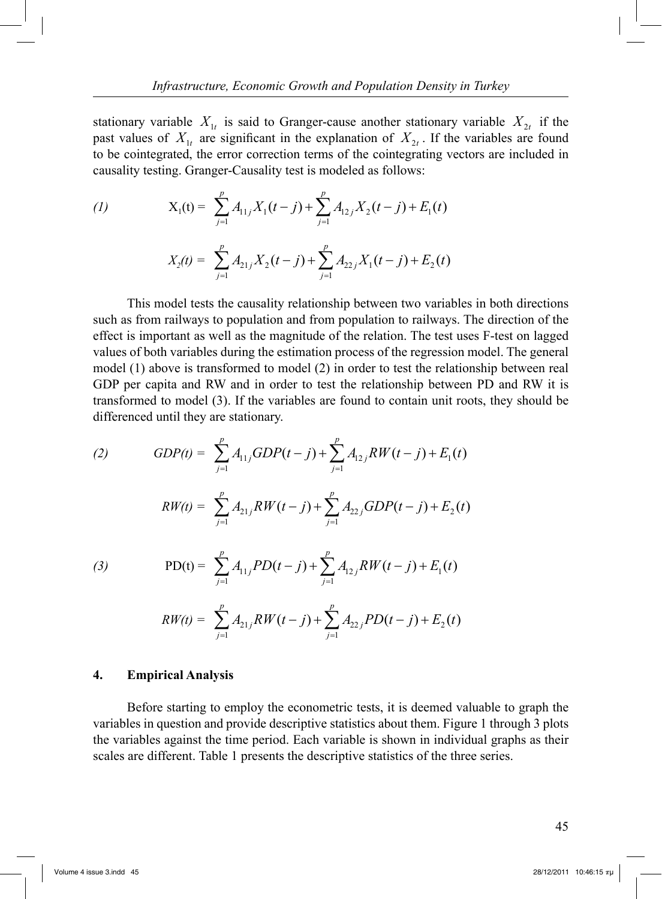stationary variable $X_{1t}$ is said to Granger-cause another stationary variable $X_{2t}$ if the past values of $X_{1t}$ are significant in the explanation of $X_{2t}$. If the variables are found to be cointegrated, the error correction terms of the cointegrating vectors are included in causality testing. Granger-Causality test is modeled as follows:

$$(1) \qquad X_1(t) = \sum_{j=1}^{p} A_{11j} X_1(t-j) + \sum_{j=1}^{p} A_{12j} X_2(t-j) + E_1(t)$$

$$X_2(t) = \sum_{j=1}^{p} A_{21j} X_2(t-j) + \sum_{j=1}^{p} A_{22j} X_1(t-j) + E_2(t)$$

This model tests the causality relationship between two variables in both directions such as from railways to population and from population to railways. The direction of the effect is important as well as the magnitude of the relation. The test uses F-test on lagged values of both variables during the estimation process of the regression model. The general model (1) above is transformed to model (2) in order to test the relationship between real GDP per capita and RW and in order to test the relationship between PD and RW it is transformed to model (3). If the variables are found to contain unit roots, they should be differenced until they are stationary.

$$(2) \qquad GDP(t) = \sum_{j=1}^{p} A_{11j} GDP(t-j) + \sum_{j=1}^{p} A_{12j} RW(t-j) + E_1(t)$$

$$RW(t) = \sum_{j=1}^{p} A_{21j} RW(t-j) + \sum_{j=1}^{p} A_{22j} GDP(t-j) + E_2(t)$$

$$(3) \qquad PD(t) = \sum_{j=1}^{p} A_{11j} PD(t-j) + \sum_{j=1}^{p} A_{12j} RW(t-j) + E_1(t)$$

$$RW(t) = \sum_{j=1}^{p} A_{21j} RW(t-j) + \sum_{j=1}^{p} A_{22j} PD(t-j) + E_2(t)$$

## 4. Empirical Analysis

Before starting to employ the econometric tests, it is deemed valuable to graph the variables in question and provide descriptive statistics about them. Figure 1 through 3 plots the variables against the time period. Each variable is shown in individual graphs as their scales are different. Table 1 presents the descriptive statistics of the three series.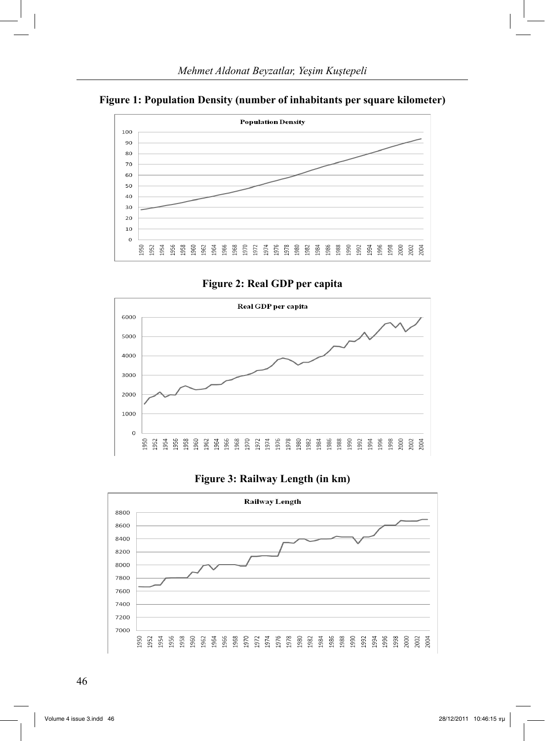**Figure 1: Population Density (number of inhabitants per square kilometer)**

**Figure 2: Real GDP per capita**

**Figure 3: Railway Length (in km)**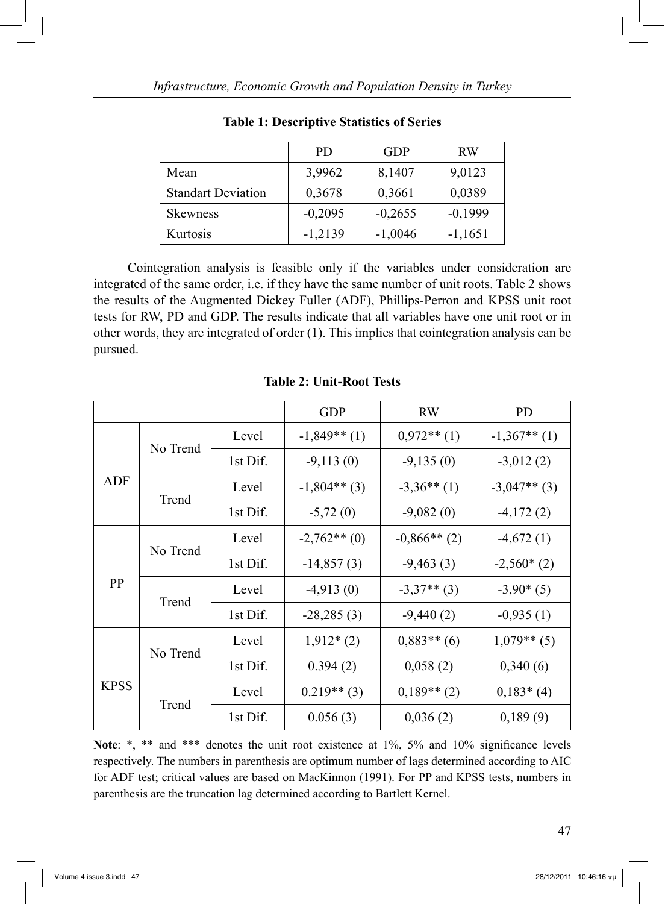**Table 1: Descriptive Statistics of Series**

| | PD | GDP | RW |
|---|---|---|---|
| Mean | 3,9962 | 8,1407 | 9,0123 |
| Standart Deviation | 0,3678 | 0,3661 | 0,0389 |
| Skewness | -0,2095 | -0,2655 | -0,1999 |
| Kurtosis | -1,2139 | -1,0046 | -1,1651 |

Cointegration analysis is feasible only if the variables under consideration are integrated of the same order, i.e. if they have the same number of unit roots. Table 2 shows the results of the Augmented Dickey Fuller (ADF), Phillips-Perron and KPSS unit root tests for RW, PD and GDP. The results indicate that all variables have one unit root or in other words, they are integrated of order (1). This implies that cointegration analysis can be pursued.

**Table 2: Unit-Root Tests**

| | | | GDP | RW | PD |
|---|---|---|---|---|---|
| ADF | No Trend | Level | -1,849** (1) | 0,972** (1) | -1,367** (1) |
| | | 1st Dif. | -9,113 (0) | -9,135 (0) | -3,012 (2) |
| | Trend | Level | -1,804** (3) | -3,36** (1) | -3,047** (3) |
| | | 1st Dif. | -5,72 (0) | -9,082 (0) | -4,172 (2) |
| PP | No Trend | Level | -2,762** (0) | -0,866** (2) | -4,672 (1) |
| | | 1st Dif. | -14,857 (3) | -9,463 (3) | -2,560* (2) |
| | Trend | Level | -4,913 (0) | -3,37** (3) | -3,90* (5) |
| | | 1st Dif. | -28,285 (3) | -9,440 (2) | -0,935 (1) |
| KPSS | No Trend | Level | 1,912* (2) | 0,883** (6) | 1,079** (5) |
| | | 1st Dif. | 0.394 (2) | 0,058 (2) | 0,340 (6) |
| | Trend | Level | 0.219** (3) | 0,189** (2) | 0,183* (4) |
| | | 1st Dif. | 0.056 (3) | 0,036 (2) | 0,189 (9) |

**Note**: *, ** and *** denotes the unit root existence at 1%, 5% and 10% significance levels respectively. The numbers in parenthesis are optimum number of lags determined according to AIC for ADF test; critical values are based on MacKinnon (1991). For PP and KPSS tests, numbers in parenthesis are the truncation lag determined according to Bartlett Kernel.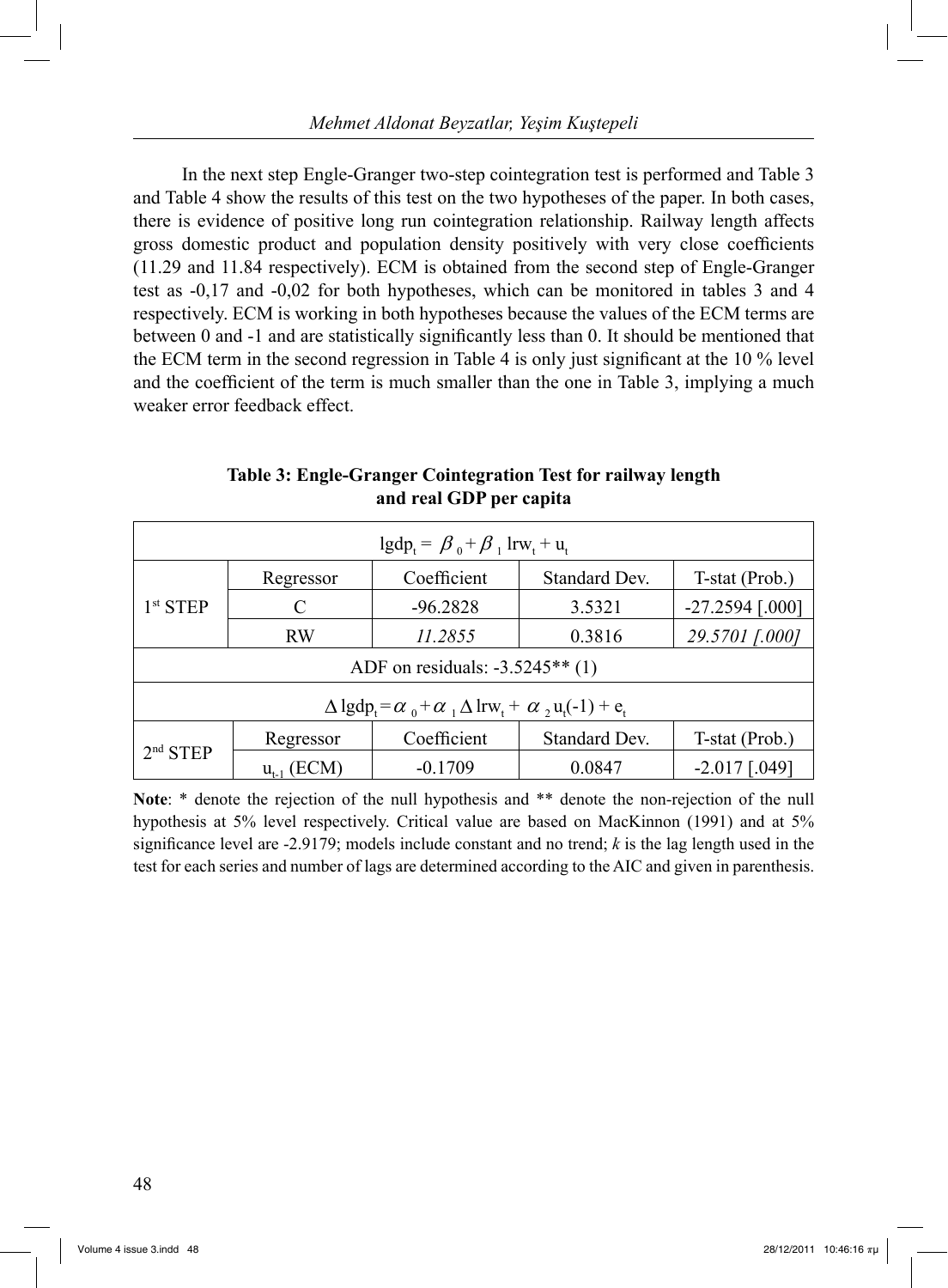In the next step Engle-Granger two-step cointegration test is performed and Table 3 and Table 4 show the results of this test on the two hypotheses of the paper. In both cases, there is evidence of positive long run cointegration relationship. Railway length affects gross domestic product and population density positively with very close coefficients (11.29 and 11.84 respectively). ECM is obtained from the second step of Engle-Granger test as -0,17 and -0,02 for both hypotheses, which can be monitored in tables 3 and 4 respectively. ECM is working in both hypotheses because the values of the ECM terms are between 0 and -1 and are statistically significantly less than 0. It should be mentioned that the ECM term in the second regression in Table 4 is only just significant at the 10 % level and the coefficient of the term is much smaller than the one in Table 3, implying a much weaker error feedback effect.

**Table 3: Engle-Granger Cointegration Test for railway length and real GDP per capita**

| $lgdp_t = \beta_0 + \beta_1 \, lrw_t + u_t$ | | | | |
|---|---|---|---|---|
| 1[st] STEP | Regressor | Coefficient | Standard Dev. | T-stat (Prob.) |
| | C | -96.2828 | 3.5321 | -27.2594 [.000] |
| | RW | *11.2855* | 0.3816 | *29.5701 [.000]* |
| ADF on residuals: -3.5245** (1) | | | | |
| $\Delta \, lgdp_t = \alpha_0 + \alpha_1 \Delta \, lrw_t + \alpha_2 u_t(-1) + e_t$ | | | | |
| 2[nd] STEP | Regressor | Coefficient | Standard Dev. | T-stat (Prob.) |
| | $u_{t-1}$ (ECM) | -0.1709 | 0.0847 | -2.017 [.049] |

**Note**: * denote the rejection of the null hypothesis and ** denote the non-rejection of the null hypothesis at 5% level respectively. Critical value are based on MacKinnon (1991) and at 5% significance level are -2.9179; models include constant and no trend; *k* is the lag length used in the test for each series and number of lags are determined according to the AIC and given in parenthesis.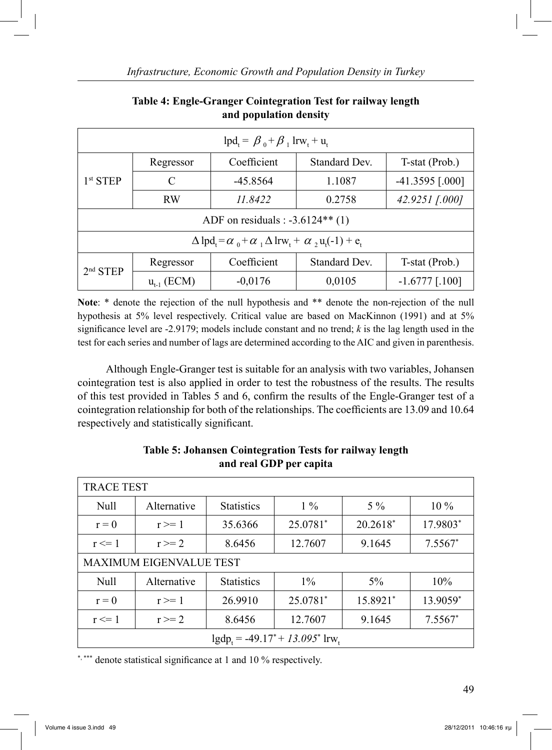**Table 4: Engle-Granger Cointegration Test for railway length and population density**

| $lpd_t = \beta_0 + \beta_1 \, lrw_t + u_t$ | | | | |
|---|---|---|---|---|
| 1[st] STEP | Regressor | Coefficient | Standard Dev. | T-stat (Prob.) |
| | C | -45.8564 | 1.1087 | -41.3595 [.000] |
| | RW | *11.8422* | 0.2758 | *42.9251 [.000]* |
| ADF on residuals : -3.6124** (1) | | | | |
| $\Delta lpd_t = \alpha_0 + \alpha_1 \Delta lrw_t + \alpha_2 u_t(-1) + e_t$ | | | | |
| 2[nd] STEP | Regressor | Coefficient | Standard Dev. | T-stat (Prob.) |
| | $u_{t-1}$ (ECM) | -0,0176 | 0,0105 | -1.6777 [.100] |

**Note**: * denote the rejection of the null hypothesis and ** denote the non-rejection of the null hypothesis at 5% level respectively. Critical value are based on MacKinnon (1991) and at 5% significance level are -2.9179; models include constant and no trend; *k* is the lag length used in the test for each series and number of lags are determined according to the AIC and given in parenthesis.

Although Engle-Granger test is suitable for an analysis with two variables, Johansen cointegration test is also applied in order to test the robustness of the results. The results of this test provided in Tables 5 and 6, confirm the results of the Engle-Granger test of a cointegration relationship for both of the relationships. The coefficients are 13.09 and 10.64 respectively and statistically significant.

**Table 5: Johansen Cointegration Tests for railway length and real GDP per capita**

| TRACE TEST | | | | | |
|---|---|---|---|---|---|
| Null | Alternative | Statistics | 1 % | 5 % | 10 % |
| r = 0 | r >= 1 | 35.6366 | 25.0781* | 20.2618* | 17.9803* |
| r <= 1 | r >= 2 | 8.6456 | 12.7607 | 9.1645 | 7.5567* |
| MAXIMUM EIGENVALUE TEST | | | | | |
| Null | Alternative | Statistics | 1% | 5% | 10% |
| r = 0 | r >= 1 | 26.9910 | 25.0781* | 15.8921* | 13.9059* |
| r <= 1 | r >= 2 | 8.6456 | 12.7607 | 9.1645 | 7.5567* |
| $lgdp_t = -49.17^{*} + 13.095^{*} \, lrw_t$ | | | | | |

*, *** denote statistical significance at 1 and 10 % respectively.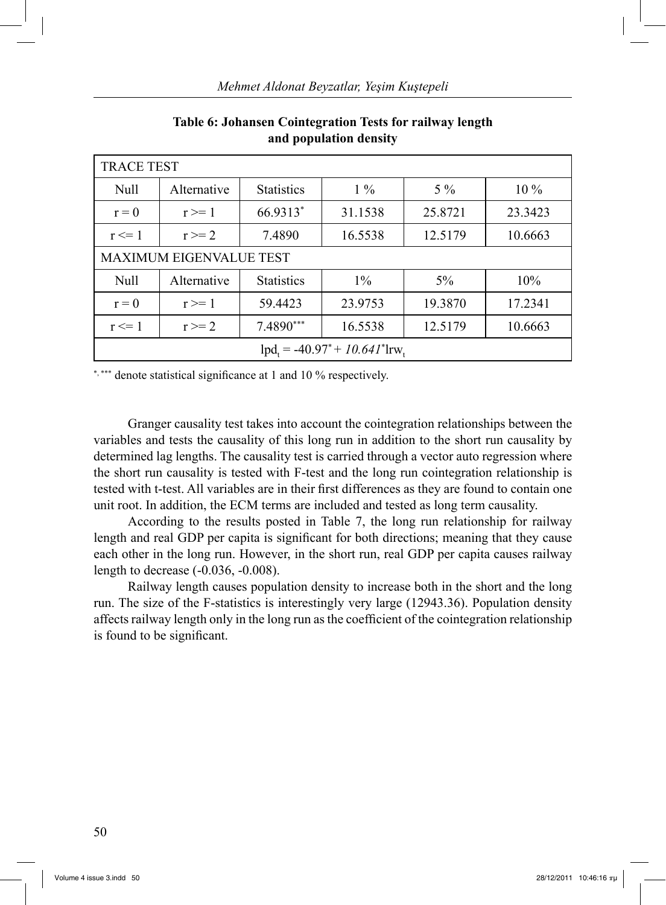**Table 6: Johansen Cointegration Tests for railway length and population density**

| TRACE TEST | | | | | |
|---|---|---|---|---|---|
| Null | Alternative | Statistics | 1 % | 5 % | 10 % |
| r = 0 | r >= 1 | 66.9313* | 31.1538 | 25.8721 | 23.3423 |
| r <= 1 | r >= 2 | 7.4890 | 16.5538 | 12.5179 | 10.6663 |
| MAXIMUM EIGENVALUE TEST | | | | | |
| Null | Alternative | Statistics | 1% | 5% | 10% |
| r = 0 | r >= 1 | 59.4423 | 23.9753 | 19.3870 | 17.2341 |
| r <= 1 | r >= 2 | 7.4890*** | 16.5538 | 12.5179 | 10.6663 |
| $lpd_t = -40.97^{*} + 10.641^{*} lrw_t$ | | | | | |

*, *** denote statistical significance at 1 and 10 % respectively.

Granger causality test takes into account the cointegration relationships between the variables and tests the causality of this long run in addition to the short run causality by determined lag lengths. The causality test is carried through a vector auto regression where the short run causality is tested with F-test and the long run cointegration relationship is tested with t-test. All variables are in their first differences as they are found to contain one unit root. In addition, the ECM terms are included and tested as long term causality.

According to the results posted in Table 7, the long run relationship for railway length and real GDP per capita is significant for both directions; meaning that they cause each other in the long run. However, in the short run, real GDP per capita causes railway length to decrease (-0.036, -0.008).

Railway length causes population density to increase both in the short and the long run. The size of the F-statistics is interestingly very large (12943.36). Population density affects railway length only in the long run as the coefficient of the cointegration relationship is found to be significant.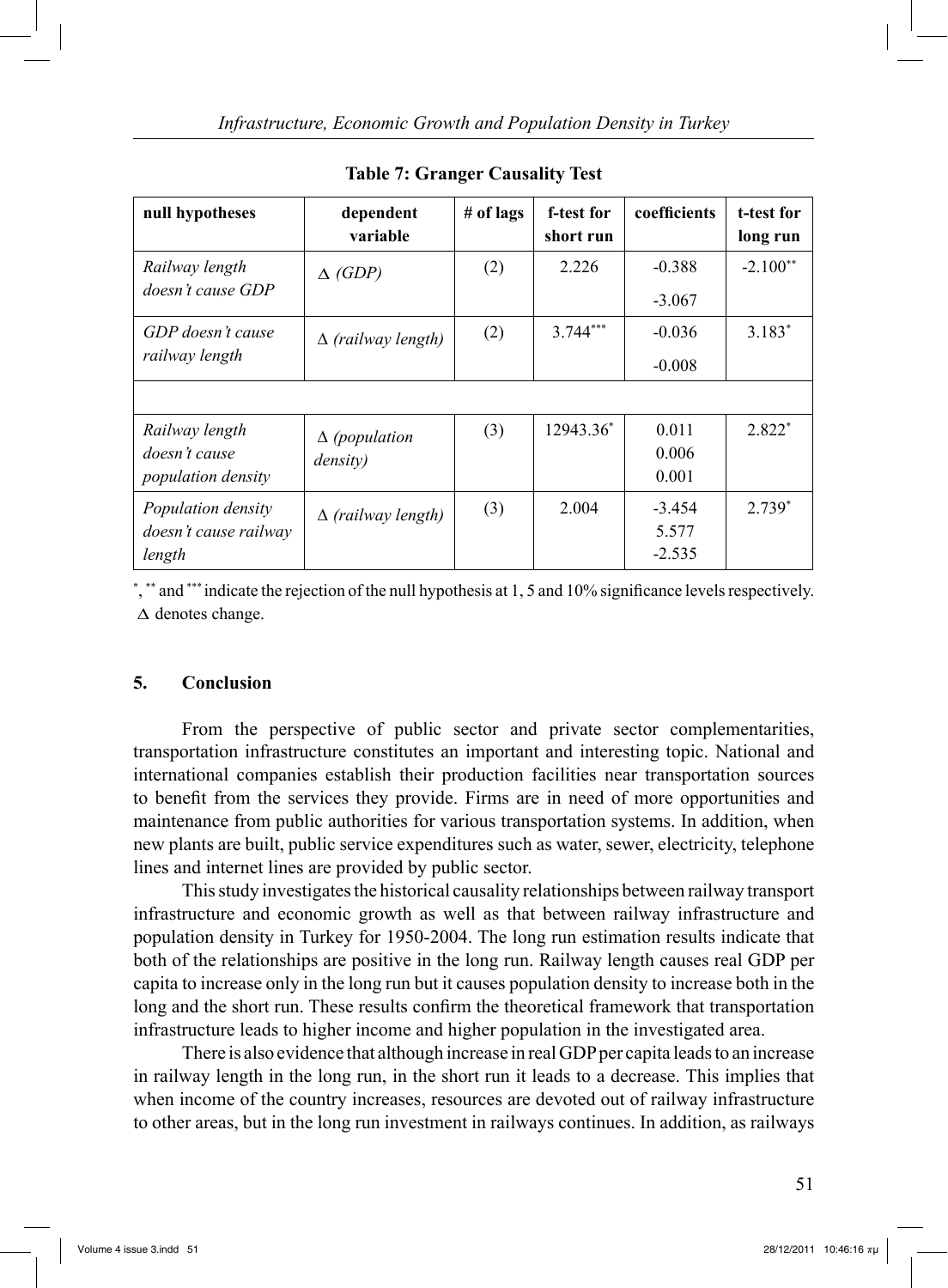**Table 7: Granger Causality Test**

| null hypotheses | dependent variable | # of lags | f-test for short run | coefficients | t-test for long run |
|---|---|---|---|---|---|
| *Railway length doesn't cause GDP* | $\Delta$ *(GDP)* | (2) | 2.226 | -0.388<br>-3.067 | $-2.100^{**}$ |
| *GDP doesn't cause railway length* | $\Delta$ *(railway length)* | (2) | $3.744^{***}$ | -0.036<br>-0.008 | $3.183^{*}$ |
| | | | | | |
| *Railway length doesn't cause population density* | $\Delta$ *(population density)* | (3) | $12943.36^{*}$ | 0.011<br>0.006<br>0.001 | $2.822^{*}$ |
| *Population density doesn't cause railway length* | $\Delta$ *(railway length)* | (3) | 2.004 | -3.454<br>5.577<br>-2.535 | $2.739^{*}$ |

$^{*}$, $^{**}$ and $^{***}$ indicate the rejection of the null hypothesis at 1, 5 and 10% significance levels respectively. $\Delta$ denotes change.

## 5. Conclusion

From the perspective of public sector and private sector complementarities, transportation infrastructure constitutes an important and interesting topic. National and international companies establish their production facilities near transportation sources to benefit from the services they provide. Firms are in need of more opportunities and maintenance from public authorities for various transportation systems. In addition, when new plants are built, public service expenditures such as water, sewer, electricity, telephone lines and internet lines are provided by public sector.

This study investigates the historical causality relationships between railway transport infrastructure and economic growth as well as that between railway infrastructure and population density in Turkey for 1950-2004. The long run estimation results indicate that both of the relationships are positive in the long run. Railway length causes real GDP per capita to increase only in the long run but it causes population density to increase both in the long and the short run. These results confirm the theoretical framework that transportation infrastructure leads to higher income and higher population in the investigated area.

There is also evidence that although increase in real GDP per capita leads to an increase in railway length in the long run, in the short run it leads to a decrease. This implies that when income of the country increases, resources are devoted out of railway infrastructure to other areas, but in the long run investment in railways continues. In addition, as railways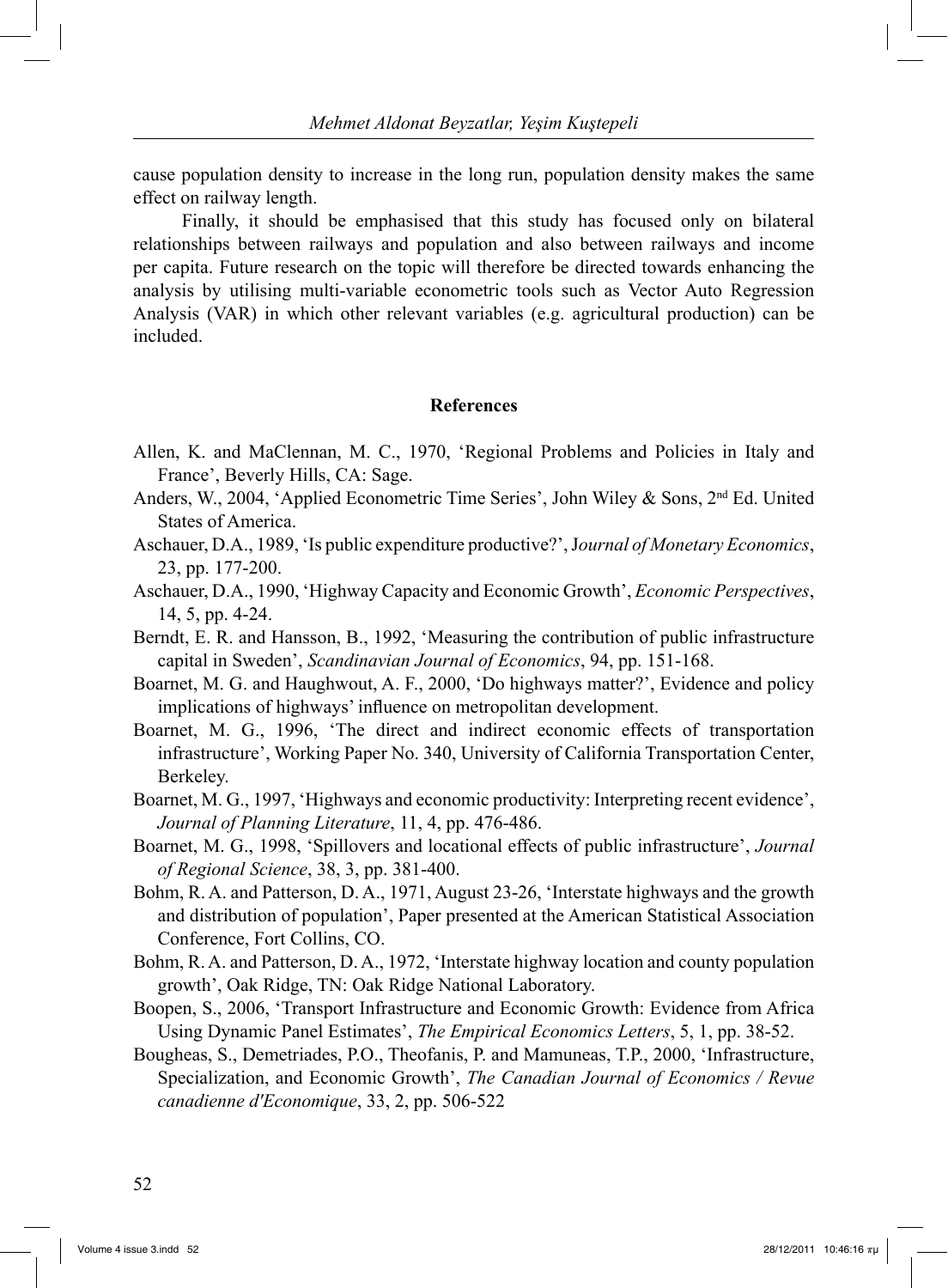cause population density to increase in the long run, population density makes the same effect on railway length.

Finally, it should be emphasised that this study has focused only on bilateral relationships between railways and population and also between railways and income per capita. Future research on the topic will therefore be directed towards enhancing the analysis by utilising multi-variable econometric tools such as Vector Auto Regression Analysis (VAR) in which other relevant variables (e.g. agricultural production) can be included.

## References

Allen, K. and MaClennan, M. C., 1970, 'Regional Problems and Policies in Italy and France', Beverly Hills, CA: Sage.

Anders, W., 2004, 'Applied Econometric Time Series', John Wiley & Sons, 2nd Ed. United States of America.

Aschauer, D.A., 1989, 'Is public expenditure productive?', J*ournal of Monetary Economics*, 23, pp. 177-200.

Aschauer, D.A., 1990, 'Highway Capacity and Economic Growth', *Economic Perspectives*, 14, 5, pp. 4-24.

Berndt, E. R. and Hansson, B., 1992, 'Measuring the contribution of public infrastructure capital in Sweden', *Scandinavian Journal of Economics*, 94, pp. 151-168.

Boarnet, M. G. and Haughwout, A. F., 2000, 'Do highways matter?', Evidence and policy implications of highways' influence on metropolitan development.

Boarnet, M. G., 1996, 'The direct and indirect economic effects of transportation infrastructure', Working Paper No. 340, University of California Transportation Center, Berkeley.

Boarnet, M. G., 1997, 'Highways and economic productivity: Interpreting recent evidence', *Journal of Planning Literature*, 11, 4, pp. 476-486.

Boarnet, M. G., 1998, 'Spillovers and locational effects of public infrastructure', *Journal of Regional Science*, 38, 3, pp. 381-400.

Bohm, R. A. and Patterson, D. A., 1971, August 23-26, 'Interstate highways and the growth and distribution of population', Paper presented at the American Statistical Association Conference, Fort Collins, CO.

Bohm, R. A. and Patterson, D. A., 1972, 'Interstate highway location and county population growth', Oak Ridge, TN: Oak Ridge National Laboratory.

Boopen, S., 2006, 'Transport Infrastructure and Economic Growth: Evidence from Africa Using Dynamic Panel Estimates', *The Empirical Economics Letters*, 5, 1, pp. 38-52.

Bougheas, S., Demetriades, P.O., Theofanis, P. and Mamuneas, T.P., 2000, 'Infrastructure, Specialization, and Economic Growth', *The Canadian Journal of Economics / Revue canadienne d'Economique*, 33, 2, pp. 506-522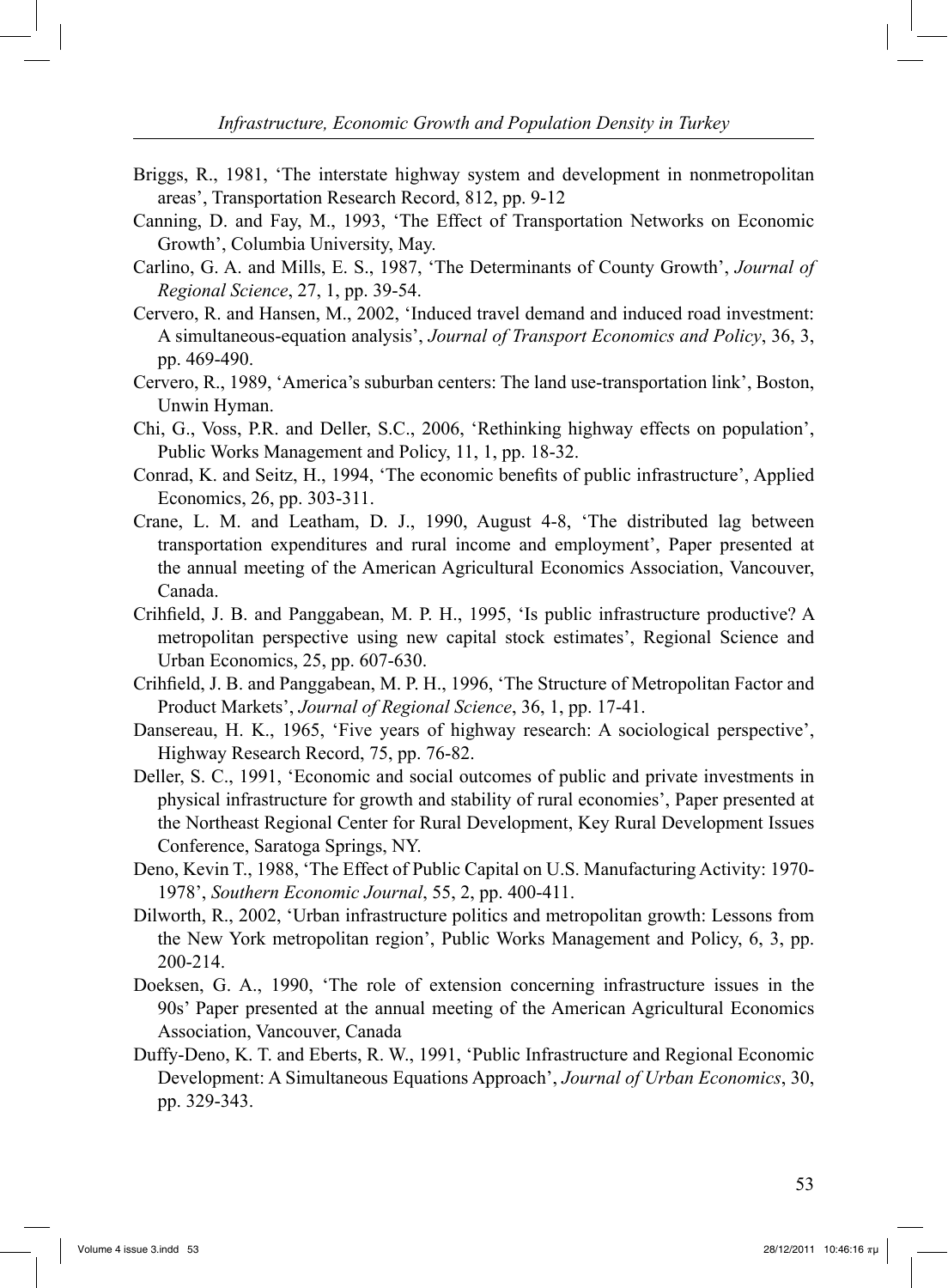Briggs, R., 1981, 'The interstate highway system and development in nonmetropolitan areas', Transportation Research Record, 812, pp. 9-12

Canning, D. and Fay, M., 1993, 'The Effect of Transportation Networks on Economic Growth', Columbia University, May.

Carlino, G. A. and Mills, E. S., 1987, 'The Determinants of County Growth', *Journal of Regional Science*, 27, 1, pp. 39-54.

Cervero, R. and Hansen, M., 2002, 'Induced travel demand and induced road investment: A simultaneous-equation analysis', *Journal of Transport Economics and Policy*, 36, 3, pp. 469-490.

Cervero, R., 1989, 'America's suburban centers: The land use-transportation link', Boston, Unwin Hyman.

Chi, G., Voss, P.R. and Deller, S.C., 2006, 'Rethinking highway effects on population', Public Works Management and Policy, 11, 1, pp. 18-32.

Conrad, K. and Seitz, H., 1994, 'The economic benefits of public infrastructure', Applied Economics, 26, pp. 303-311.

Crane, L. M. and Leatham, D. J., 1990, August 4-8, 'The distributed lag between transportation expenditures and rural income and employment', Paper presented at the annual meeting of the American Agricultural Economics Association, Vancouver, Canada.

Crihfield, J. B. and Panggabean, M. P. H., 1995, 'Is public infrastructure productive? A metropolitan perspective using new capital stock estimates', Regional Science and Urban Economics, 25, pp. 607-630.

Crihfield, J. B. and Panggabean, M. P. H., 1996, 'The Structure of Metropolitan Factor and Product Markets', *Journal of Regional Science*, 36, 1, pp. 17-41.

Dansereau, H. K., 1965, 'Five years of highway research: A sociological perspective', Highway Research Record, 75, pp. 76-82.

Deller, S. C., 1991, 'Economic and social outcomes of public and private investments in physical infrastructure for growth and stability of rural economies', Paper presented at the Northeast Regional Center for Rural Development, Key Rural Development Issues Conference, Saratoga Springs, NY.

Deno, Kevin T., 1988, 'The Effect of Public Capital on U.S. Manufacturing Activity: 1970-1978', *Southern Economic Journal*, 55, 2, pp. 400-411.

Dilworth, R., 2002, 'Urban infrastructure politics and metropolitan growth: Lessons from the New York metropolitan region', Public Works Management and Policy, 6, 3, pp. 200-214.

Doeksen, G. A., 1990, 'The role of extension concerning infrastructure issues in the 90s' Paper presented at the annual meeting of the American Agricultural Economics Association, Vancouver, Canada

Duffy-Deno, K. T. and Eberts, R. W., 1991, 'Public Infrastructure and Regional Economic Development: A Simultaneous Equations Approach', *Journal of Urban Economics*, 30, pp. 329-343.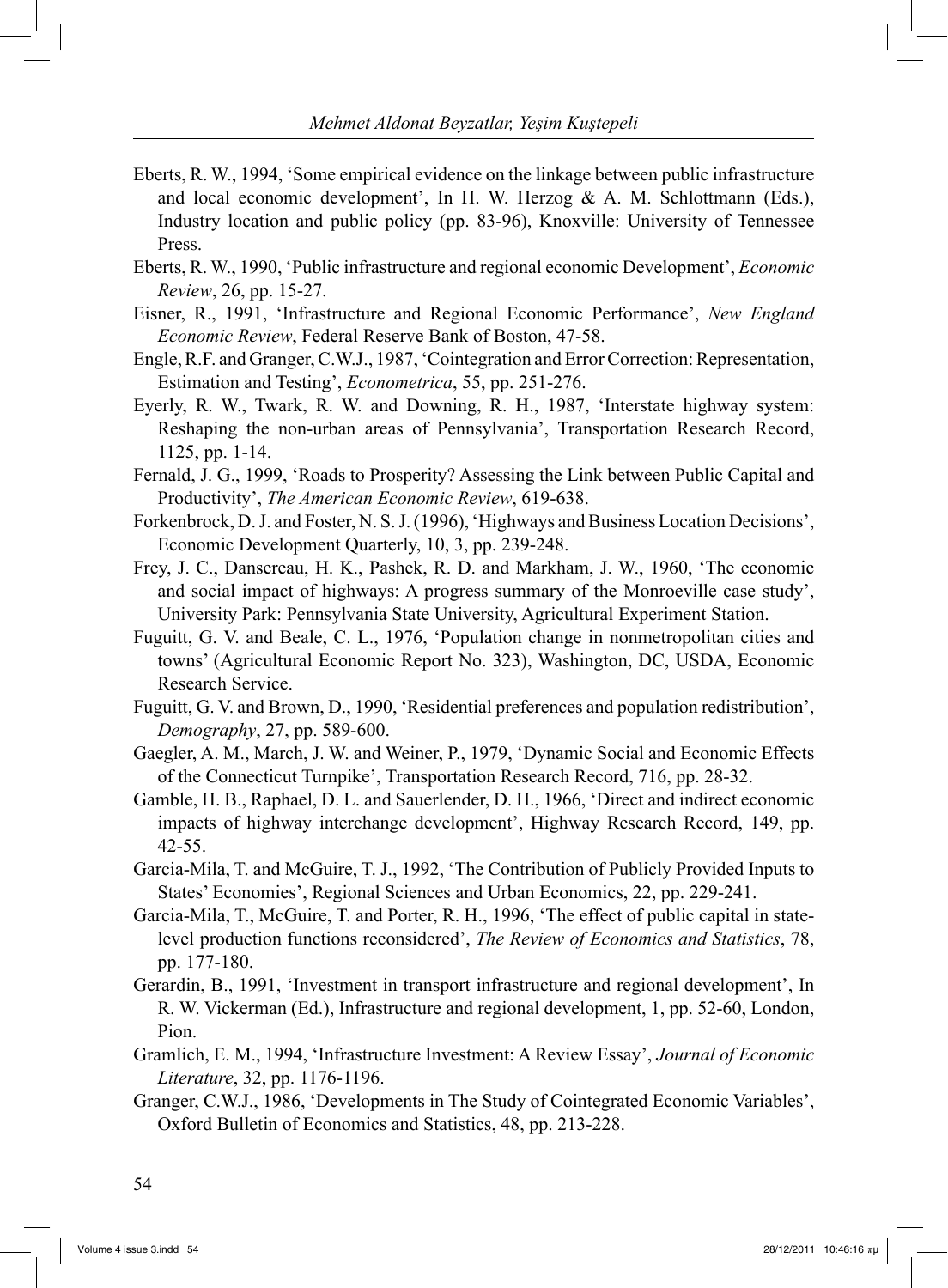Eberts, R. W., 1994, 'Some empirical evidence on the linkage between public infrastructure and local economic development', In H. W. Herzog & A. M. Schlottmann (Eds.), Industry location and public policy (pp. 83-96), Knoxville: University of Tennessee Press.

Eberts, R. W., 1990, 'Public infrastructure and regional economic Development', *Economic Review*, 26, pp. 15-27.

Eisner, R., 1991, 'Infrastructure and Regional Economic Performance', *New England Economic Review*, Federal Reserve Bank of Boston, 47-58.

Engle, R.F. and Granger, C.W.J., 1987, 'Cointegration and Error Correction: Representation, Estimation and Testing', *Econometrica*, 55, pp. 251-276.

Eyerly, R. W., Twark, R. W. and Downing, R. H., 1987, 'Interstate highway system: Reshaping the non-urban areas of Pennsylvania', Transportation Research Record, 1125, pp. 1-14.

Fernald, J. G., 1999, 'Roads to Prosperity? Assessing the Link between Public Capital and Productivity', *The American Economic Review*, 619-638.

Forkenbrock, D. J. and Foster, N. S. J. (1996), 'Highways and Business Location Decisions', Economic Development Quarterly, 10, 3, pp. 239-248.

Frey, J. C., Dansereau, H. K., Pashek, R. D. and Markham, J. W., 1960, 'The economic and social impact of highways: A progress summary of the Monroeville case study', University Park: Pennsylvania State University, Agricultural Experiment Station.

Fuguitt, G. V. and Beale, C. L., 1976, 'Population change in nonmetropolitan cities and towns' (Agricultural Economic Report No. 323), Washington, DC, USDA, Economic Research Service.

Fuguitt, G. V. and Brown, D., 1990, 'Residential preferences and population redistribution', *Demography*, 27, pp. 589-600.

Gaegler, A. M., March, J. W. and Weiner, P., 1979, 'Dynamic Social and Economic Effects of the Connecticut Turnpike', Transportation Research Record, 716, pp. 28-32.

Gamble, H. B., Raphael, D. L. and Sauerlender, D. H., 1966, 'Direct and indirect economic impacts of highway interchange development', Highway Research Record, 149, pp. 42-55.

Garcia-Mila, T. and McGuire, T. J., 1992, 'The Contribution of Publicly Provided Inputs to States' Economies', Regional Sciences and Urban Economics, 22, pp. 229-241.

Garcia-Mila, T., McGuire, T. and Porter, R. H., 1996, 'The effect of public capital in state-level production functions reconsidered', *The Review of Economics and Statistics*, 78, pp. 177-180.

Gerardin, B., 1991, 'Investment in transport infrastructure and regional development', In R. W. Vickerman (Ed.), Infrastructure and regional development, 1, pp. 52-60, London, Pion.

Gramlich, E. M., 1994, 'Infrastructure Investment: A Review Essay', *Journal of Economic Literature*, 32, pp. 1176-1196.

Granger, C.W.J., 1986, 'Developments in The Study of Cointegrated Economic Variables', Oxford Bulletin of Economics and Statistics, 48, pp. 213-228.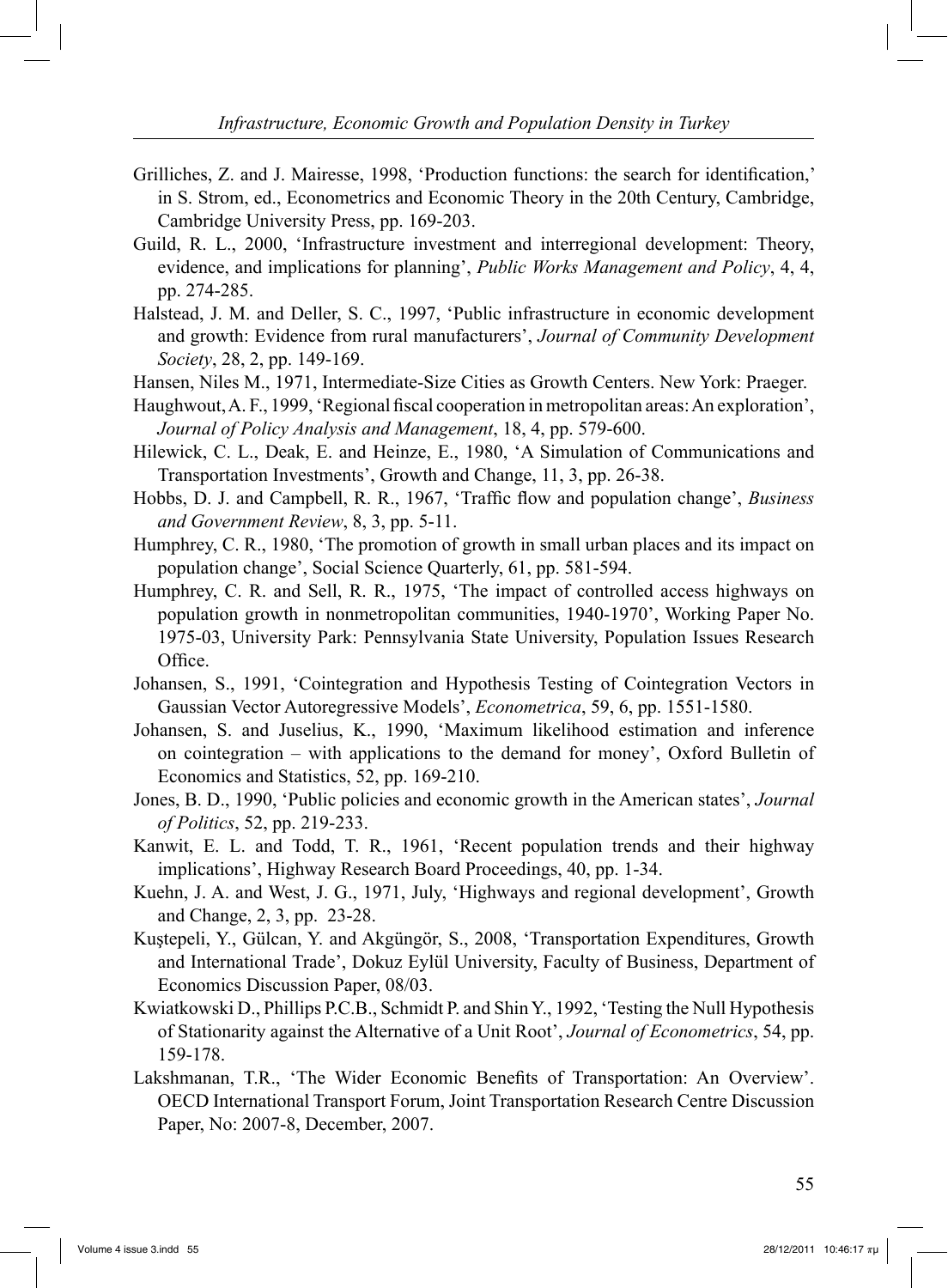Grilliches, Z. and J. Mairesse, 1998, 'Production functions: the search for identification,' in S. Strom, ed., Econometrics and Economic Theory in the 20th Century, Cambridge, Cambridge University Press, pp. 169-203.

Guild, R. L., 2000, 'Infrastructure investment and interregional development: Theory, evidence, and implications for planning', *Public Works Management and Policy*, 4, 4, pp. 274-285.

Halstead, J. M. and Deller, S. C., 1997, 'Public infrastructure in economic development and growth: Evidence from rural manufacturers', *Journal of Community Development Society*, 28, 2, pp. 149-169.

Hansen, Niles M., 1971, Intermediate-Size Cities as Growth Centers. New York: Praeger.

Haughwout, A. F., 1999, 'Regional fiscal cooperation in metropolitan areas: An exploration', *Journal of Policy Analysis and Management*, 18, 4, pp. 579-600.

Hilewick, C. L., Deak, E. and Heinze, E., 1980, 'A Simulation of Communications and Transportation Investments', Growth and Change, 11, 3, pp. 26-38.

Hobbs, D. J. and Campbell, R. R., 1967, 'Traffic flow and population change', *Business and Government Review*, 8, 3, pp. 5-11.

Humphrey, C. R., 1980, 'The promotion of growth in small urban places and its impact on population change', Social Science Quarterly, 61, pp. 581-594.

Humphrey, C. R. and Sell, R. R., 1975, 'The impact of controlled access highways on population growth in nonmetropolitan communities, 1940-1970', Working Paper No. 1975-03, University Park: Pennsylvania State University, Population Issues Research Office.

Johansen, S., 1991, 'Cointegration and Hypothesis Testing of Cointegration Vectors in Gaussian Vector Autoregressive Models', *Econometrica*, 59, 6, pp. 1551-1580.

Johansen, S. and Juselius, K., 1990, 'Maximum likelihood estimation and inference on cointegration – with applications to the demand for money', Oxford Bulletin of Economics and Statistics, 52, pp. 169-210.

Jones, B. D., 1990, 'Public policies and economic growth in the American states', *Journal of Politics*, 52, pp. 219-233.

Kanwit, E. L. and Todd, T. R., 1961, 'Recent population trends and their highway implications', Highway Research Board Proceedings, 40, pp. 1-34.

Kuehn, J. A. and West, J. G., 1971, July, 'Highways and regional development', Growth and Change, 2, 3, pp. 23-28.

Kuştepeli, Y., Gülcan, Y. and Akgüngör, S., 2008, 'Transportation Expenditures, Growth and International Trade', Dokuz Eylül University, Faculty of Business, Department of Economics Discussion Paper, 08/03.

Kwiatkowski D., Phillips P.C.B., Schmidt P. and Shin Y., 1992, 'Testing the Null Hypothesis of Stationarity against the Alternative of a Unit Root', *Journal of Econometrics*, 54, pp. 159-178.

Lakshmanan, T.R., 'The Wider Economic Benefits of Transportation: An Overview'. OECD International Transport Forum, Joint Transportation Research Centre Discussion Paper, No: 2007-8, December, 2007.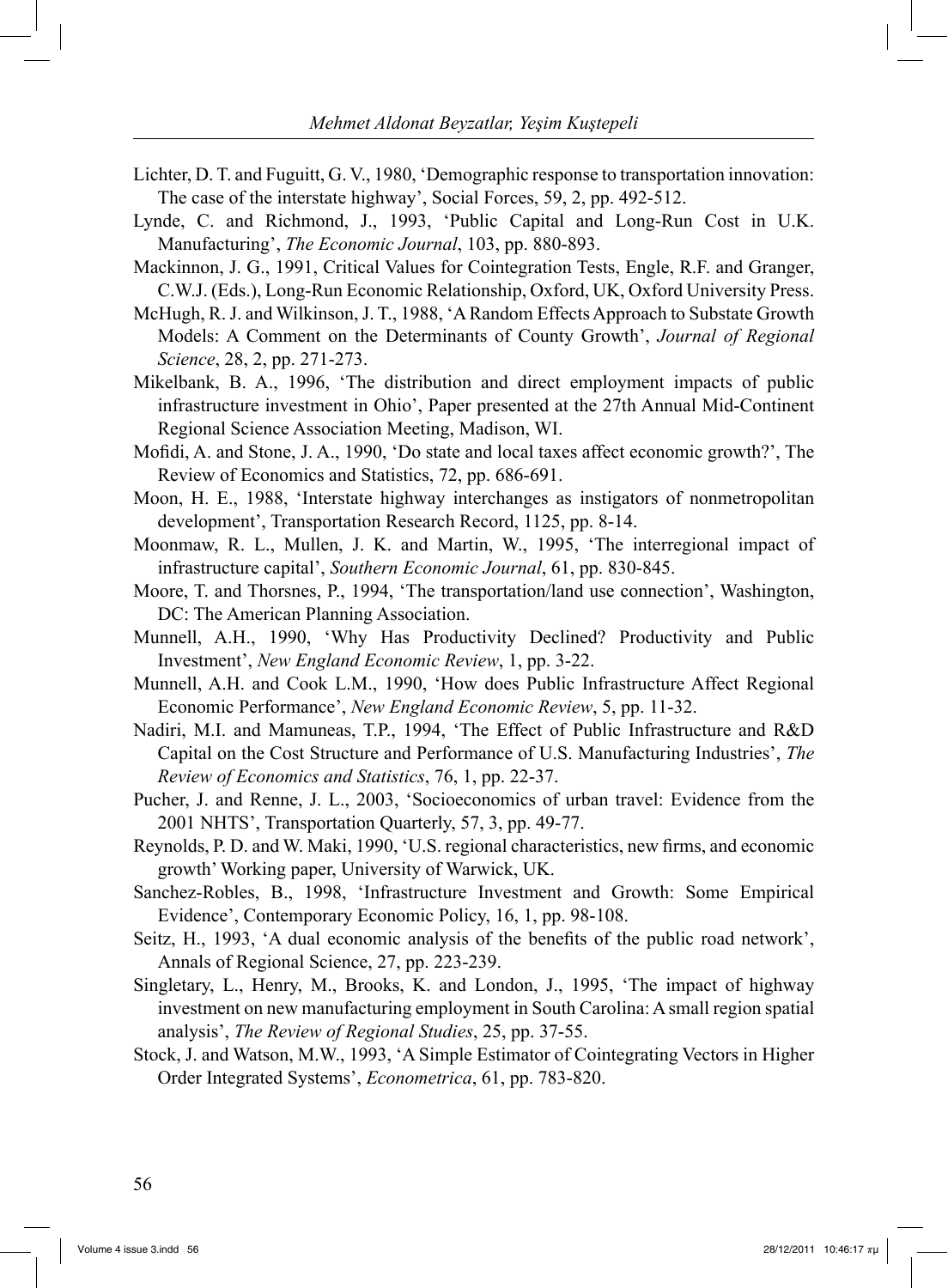Lichter, D. T. and Fuguitt, G. V., 1980, 'Demographic response to transportation innovation: The case of the interstate highway', Social Forces, 59, 2, pp. 492-512.

Lynde, C. and Richmond, J., 1993, 'Public Capital and Long-Run Cost in U.K. Manufacturing', *The Economic Journal*, 103, pp. 880-893.

Mackinnon, J. G., 1991, Critical Values for Cointegration Tests, Engle, R.F. and Granger, C.W.J. (Eds.), Long-Run Economic Relationship, Oxford, UK, Oxford University Press.

McHugh, R. J. and Wilkinson, J. T., 1988, 'A Random Effects Approach to Substate Growth Models: A Comment on the Determinants of County Growth', *Journal of Regional Science*, 28, 2, pp. 271-273.

Mikelbank, B. A., 1996, 'The distribution and direct employment impacts of public infrastructure investment in Ohio', Paper presented at the 27th Annual Mid-Continent Regional Science Association Meeting, Madison, WI.

Mofidi, A. and Stone, J. A., 1990, 'Do state and local taxes affect economic growth?', The Review of Economics and Statistics, 72, pp. 686-691.

Moon, H. E., 1988, 'Interstate highway interchanges as instigators of nonmetropolitan development', Transportation Research Record, 1125, pp. 8-14.

Moonmaw, R. L., Mullen, J. K. and Martin, W., 1995, 'The interregional impact of infrastructure capital', *Southern Economic Journal*, 61, pp. 830-845.

Moore, T. and Thorsnes, P., 1994, 'The transportation/land use connection', Washington, DC: The American Planning Association.

Munnell, A.H., 1990, 'Why Has Productivity Declined? Productivity and Public Investment', *New England Economic Review*, 1, pp. 3-22.

Munnell, A.H. and Cook L.M., 1990, 'How does Public Infrastructure Affect Regional Economic Performance', *New England Economic Review*, 5, pp. 11-32.

Nadiri, M.I. and Mamuneas, T.P., 1994, 'The Effect of Public Infrastructure and R&D Capital on the Cost Structure and Performance of U.S. Manufacturing Industries', *The Review of Economics and Statistics*, 76, 1, pp. 22-37.

Pucher, J. and Renne, J. L., 2003, 'Socioeconomics of urban travel: Evidence from the 2001 NHTS', Transportation Quarterly, 57, 3, pp. 49-77.

Reynolds, P. D. and W. Maki, 1990, 'U.S. regional characteristics, new firms, and economic growth' Working paper, University of Warwick, UK.

Sanchez-Robles, B., 1998, 'Infrastructure Investment and Growth: Some Empirical Evidence', Contemporary Economic Policy, 16, 1, pp. 98-108.

Seitz, H., 1993, 'A dual economic analysis of the benefits of the public road network', Annals of Regional Science, 27, pp. 223-239.

Singletary, L., Henry, M., Brooks, K. and London, J., 1995, 'The impact of highway investment on new manufacturing employment in South Carolina: A small region spatial analysis', *The Review of Regional Studies*, 25, pp. 37-55.

Stock, J. and Watson, M.W., 1993, 'A Simple Estimator of Cointegrating Vectors in Higher Order Integrated Systems', *Econometrica*, 61, pp. 783-820.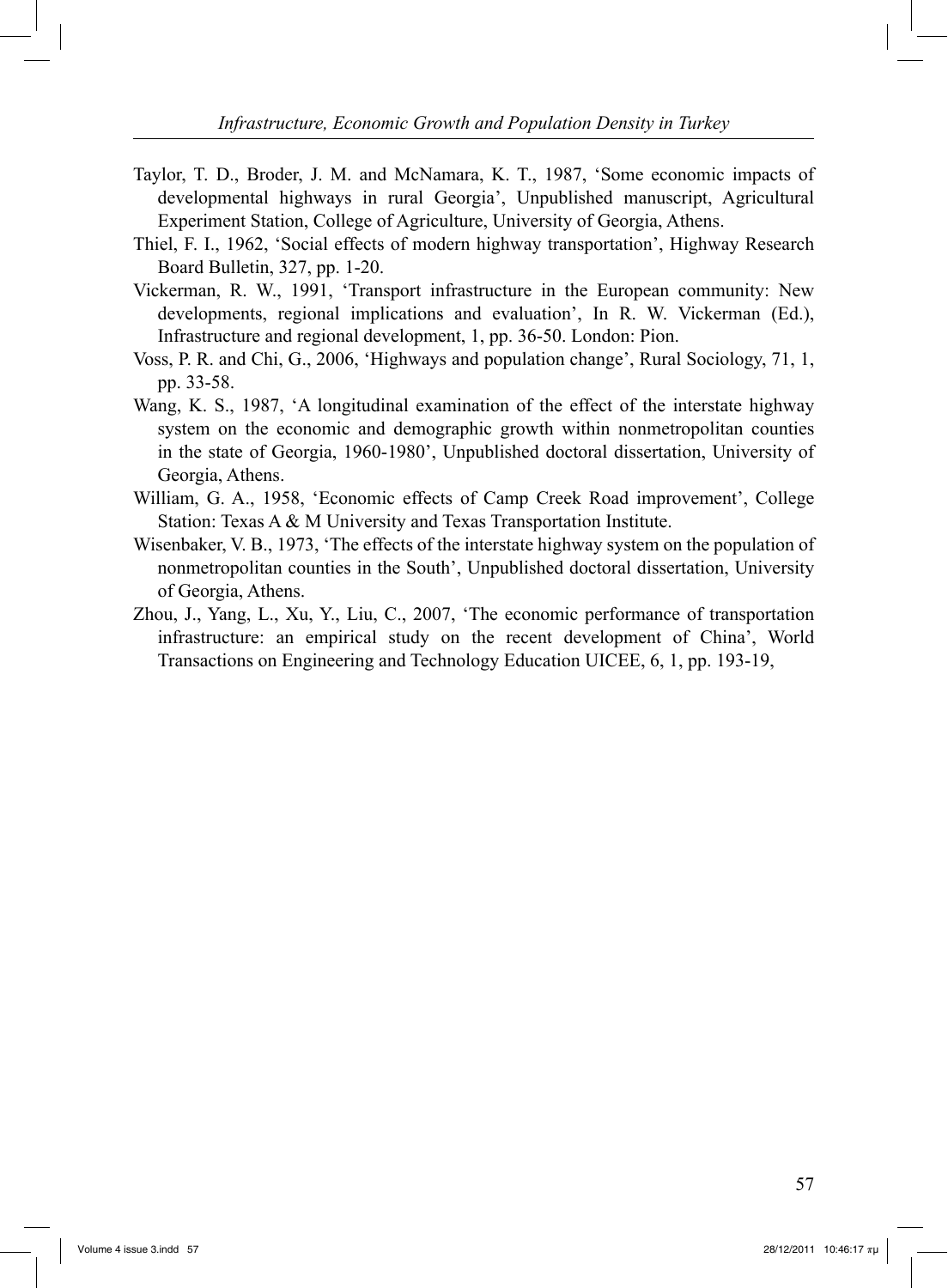Taylor, T. D., Broder, J. M. and McNamara, K. T., 1987, 'Some economic impacts of developmental highways in rural Georgia', Unpublished manuscript, Agricultural Experiment Station, College of Agriculture, University of Georgia, Athens.

Thiel, F. I., 1962, 'Social effects of modern highway transportation', Highway Research Board Bulletin, 327, pp. 1-20.

Vickerman, R. W., 1991, 'Transport infrastructure in the European community: New developments, regional implications and evaluation', In R. W. Vickerman (Ed.), Infrastructure and regional development, 1, pp. 36-50. London: Pion.

Voss, P. R. and Chi, G., 2006, 'Highways and population change', Rural Sociology, 71, 1, pp. 33-58.

Wang, K. S., 1987, 'A longitudinal examination of the effect of the interstate highway system on the economic and demographic growth within nonmetropolitan counties in the state of Georgia, 1960-1980', Unpublished doctoral dissertation, University of Georgia, Athens.

William, G. A., 1958, 'Economic effects of Camp Creek Road improvement', College Station: Texas A & M University and Texas Transportation Institute.

Wisenbaker, V. B., 1973, 'The effects of the interstate highway system on the population of nonmetropolitan counties in the South', Unpublished doctoral dissertation, University of Georgia, Athens.

Zhou, J., Yang, L., Xu, Y., Liu, C., 2007, 'The economic performance of transportation infrastructure: an empirical study on the recent development of China', World Transactions on Engineering and Technology Education UICEE, 6, 1, pp. 193-19,